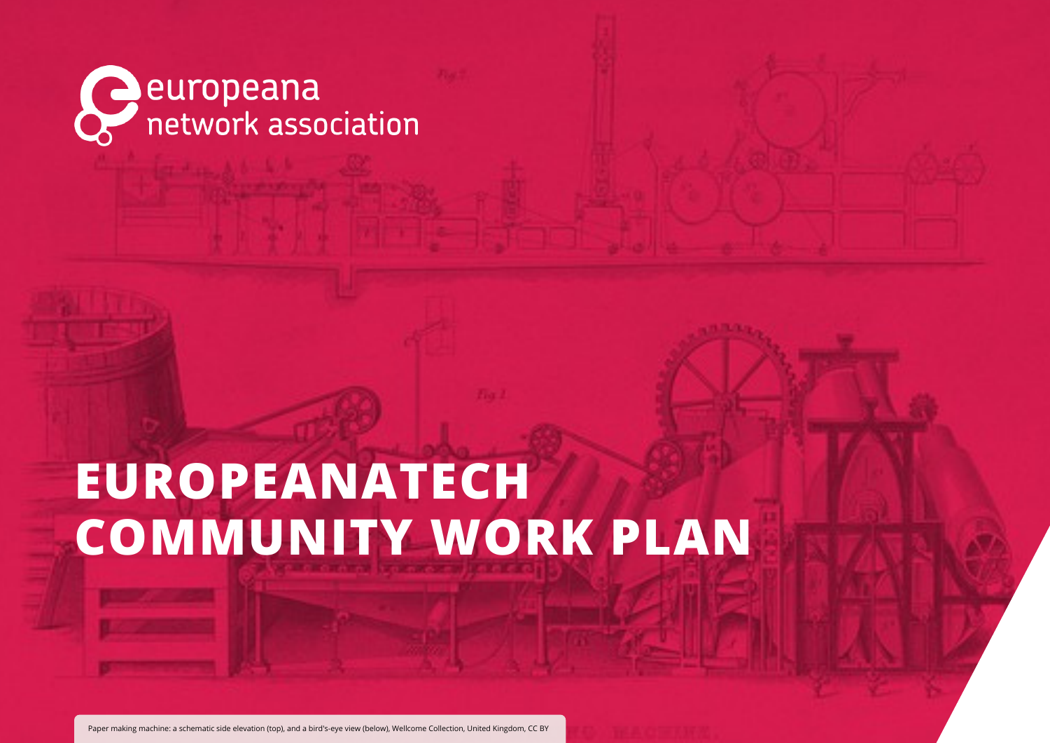europeana network association

# EUROPEANATECH COMMUNITY WORK PLAN

Paper making machine: a schematic side elevation (top), and a bird's-eye view (below), Wellcome Collection, United Kingdom, CC BY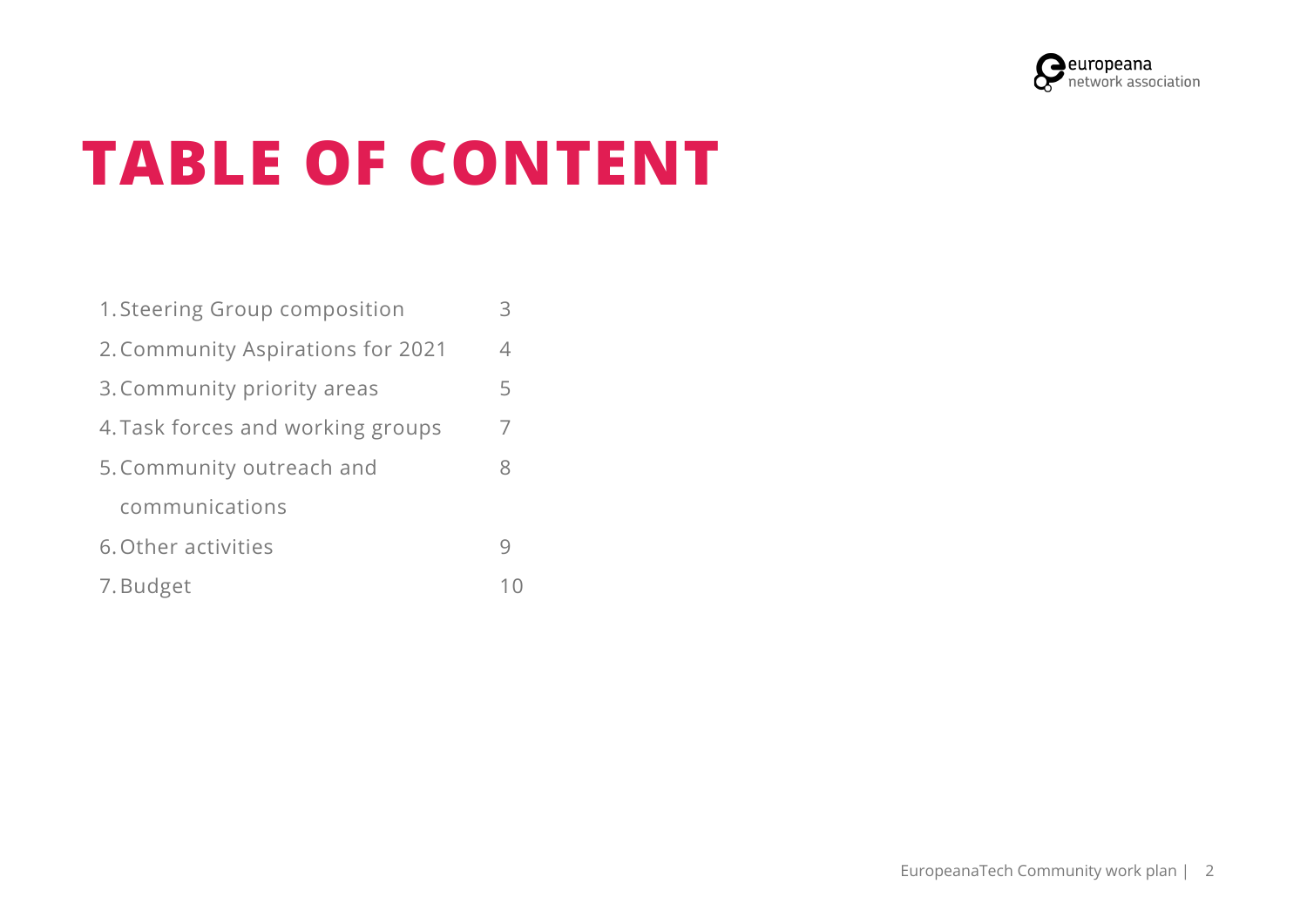# TABLE OF CONTENT

| | |
|---|---|
| 1. Steering Group composition | 3 |
| 2. Community Aspirations for 2021 | 4 |
| 3. Community priority areas | 5 |
| 4. Task forces and working groups | 7 |
| 5. Community outreach and communications | 8 |
| 6. Other activities | 9 |
| 7. Budget | 10 |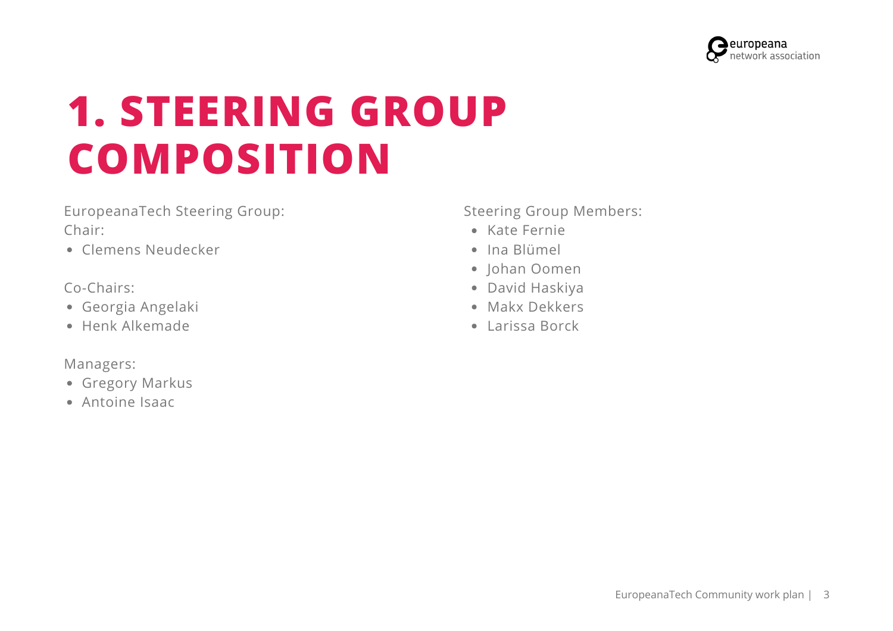# 1. STEERING GROUP COMPOSITION

EuropeanaTech Steering Group:

Chair:

- Clemens Neudecker

Co-Chairs:

- Georgia Angelaki
- Henk Alkemade

Managers:

- Gregory Markus
- Antoine Isaac

Steering Group Members:

- Kate Fernie
- Ina Blümel
- Johan Oomen
- David Haskiya
- Makx Dekkers
- Larissa Borck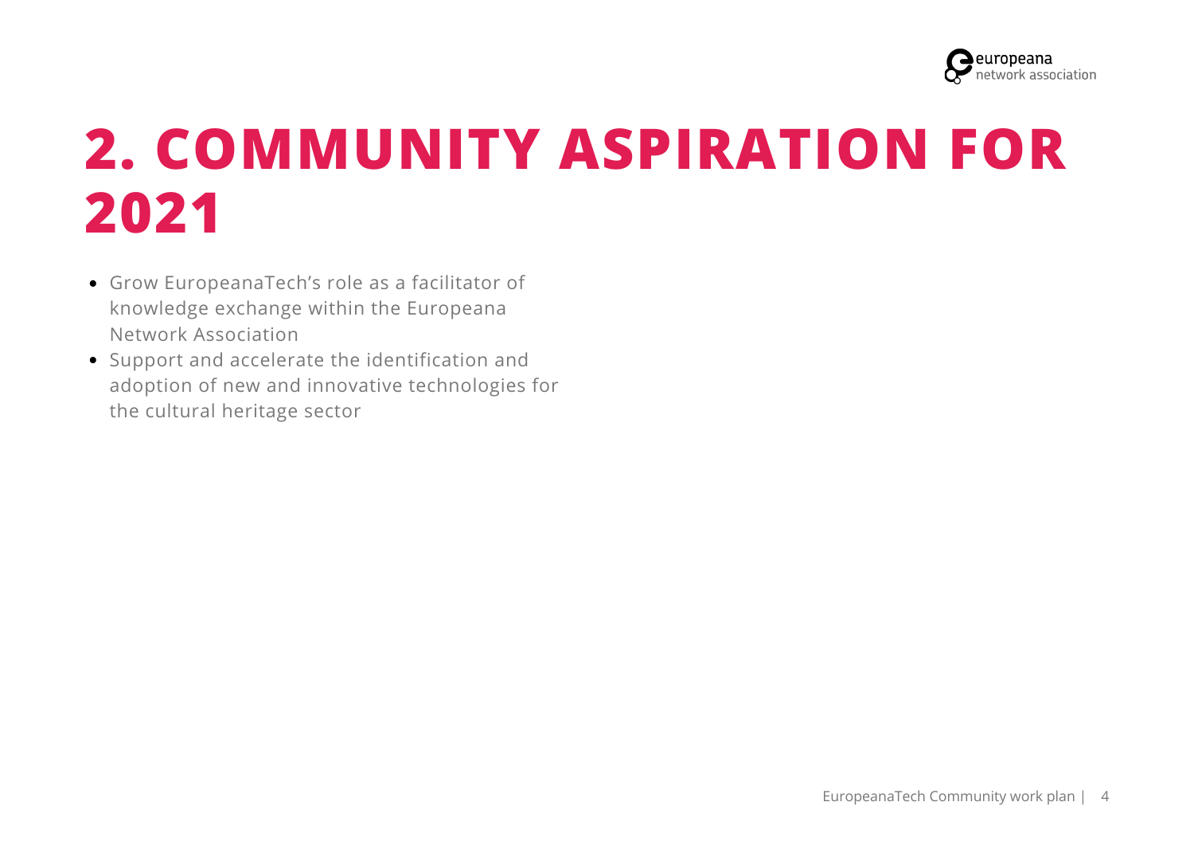# 2. COMMUNITY ASPIRATION FOR 2021

- Grow EuropeanaTech's role as a facilitator of knowledge exchange within the Europeana Network Association
- Support and accelerate the identification and adoption of new and innovative technologies for the cultural heritage sector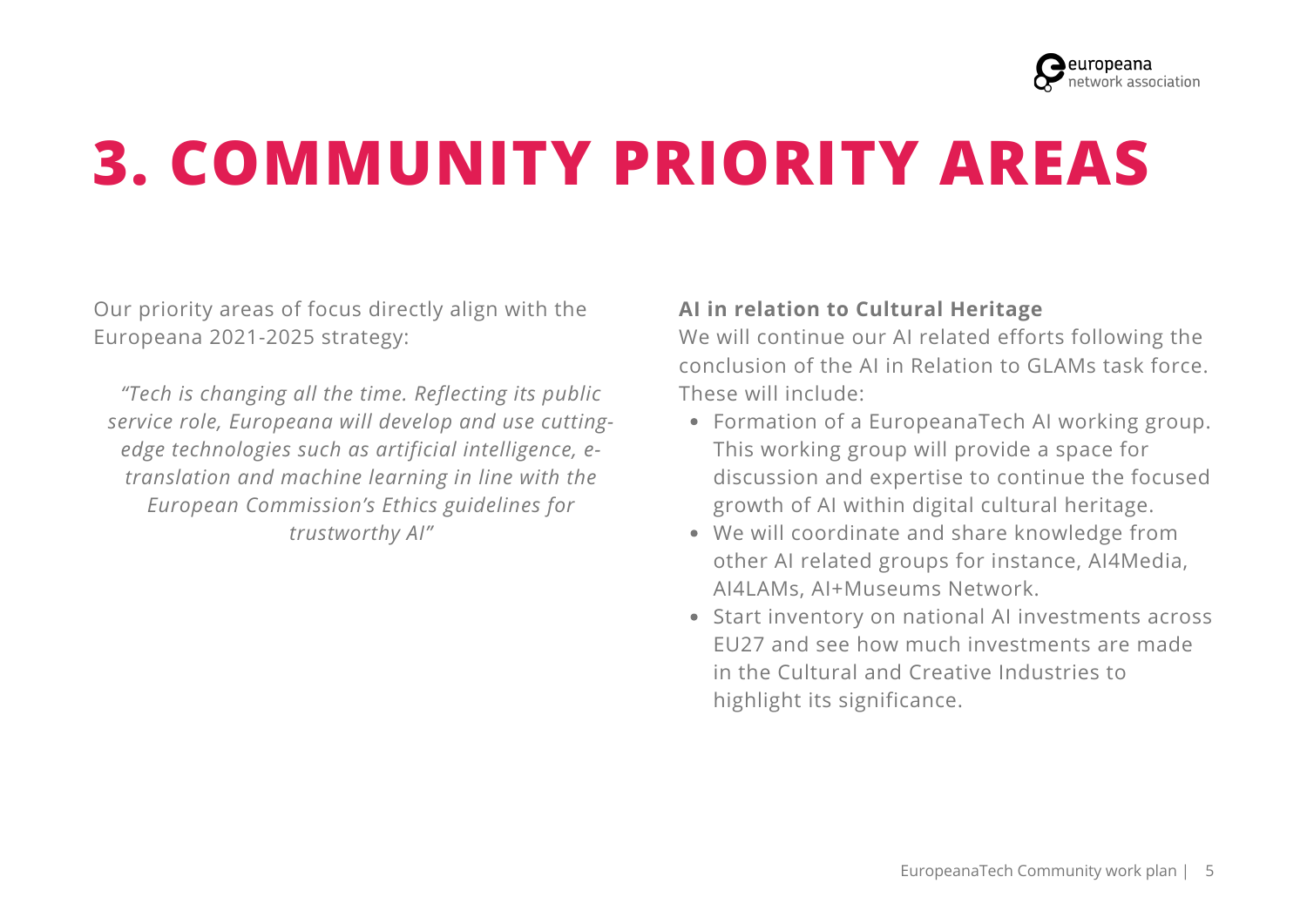# 3. COMMUNITY PRIORITY AREAS

Our priority areas of focus directly align with the Europeana 2021-2025 strategy:

*"Tech is changing all the time. Reflecting its public service role, Europeana will develop and use cutting-edge technologies such as artificial intelligence, e-translation and machine learning in line with the European Commission's Ethics guidelines for trustworthy AI"*

**AI in relation to Cultural Heritage**

We will continue our AI related efforts following the conclusion of the AI in Relation to GLAMs task force. These will include:

- Formation of a EuropeanaTech AI working group. This working group will provide a space for discussion and expertise to continue the focused growth of AI within digital cultural heritage.
- We will coordinate and share knowledge from other AI related groups for instance, AI4Media, AI4LAMs, AI+Museums Network.
- Start inventory on national AI investments across EU27 and see how much investments are made in the Cultural and Creative Industries to highlight its significance.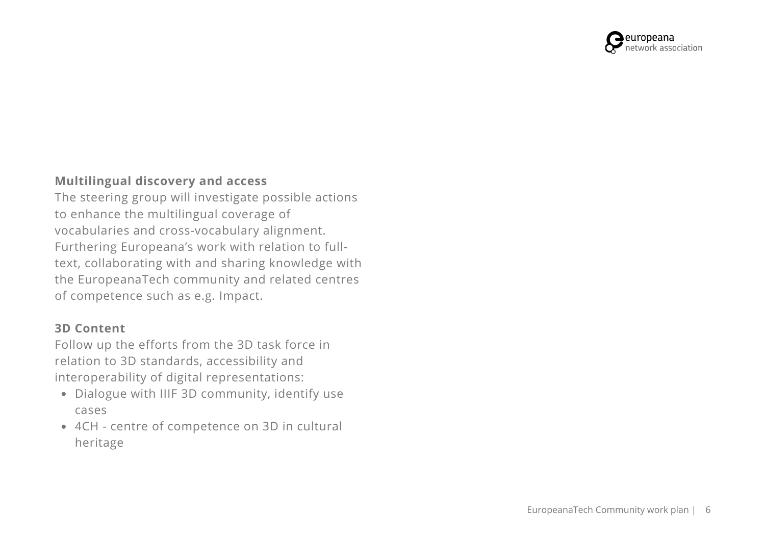**Multilingual discovery and access**

The steering group will investigate possible actions to enhance the multilingual coverage of vocabularies and cross-vocabulary alignment. Furthering Europeana's work with relation to full-text, collaborating with and sharing knowledge with the EuropeanaTech community and related centres of competence such as e.g. Impact.

**3D Content**

Follow up the efforts from the 3D task force in relation to 3D standards, accessibility and interoperability of digital representations:

- Dialogue with IIIF 3D community, identify use cases
- 4CH - centre of competence on 3D in cultural heritage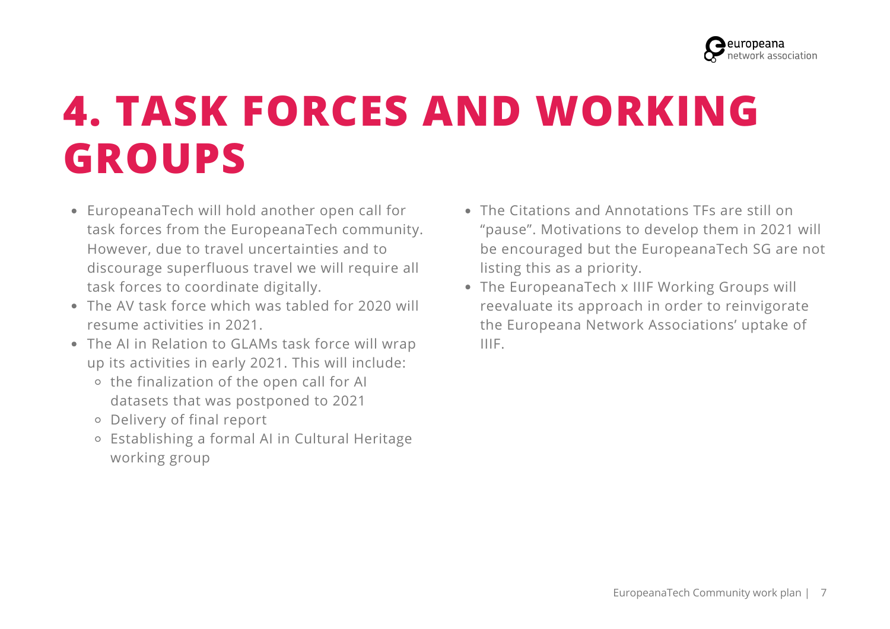# 4. TASK FORCES AND WORKING GROUPS

- EuropeanaTech will hold another open call for task forces from the EuropeanaTech community. However, due to travel uncertainties and to discourage superfluous travel we will require all task forces to coordinate digitally.
- The AV task force which was tabled for 2020 will resume activities in 2021.
- The AI in Relation to GLAMs task force will wrap up its activities in early 2021. This will include:
  - the finalization of the open call for AI datasets that was postponed to 2021
  - Delivery of final report
  - Establishing a formal AI in Cultural Heritage working group
- The Citations and Annotations TFs are still on "pause". Motivations to develop them in 2021 will be encouraged but the EuropeanaTech SG are not listing this as a priority.
- The EuropeanaTech x IIIF Working Groups will reevaluate its approach in order to reinvigorate the Europeana Network Associations' uptake of IIIF.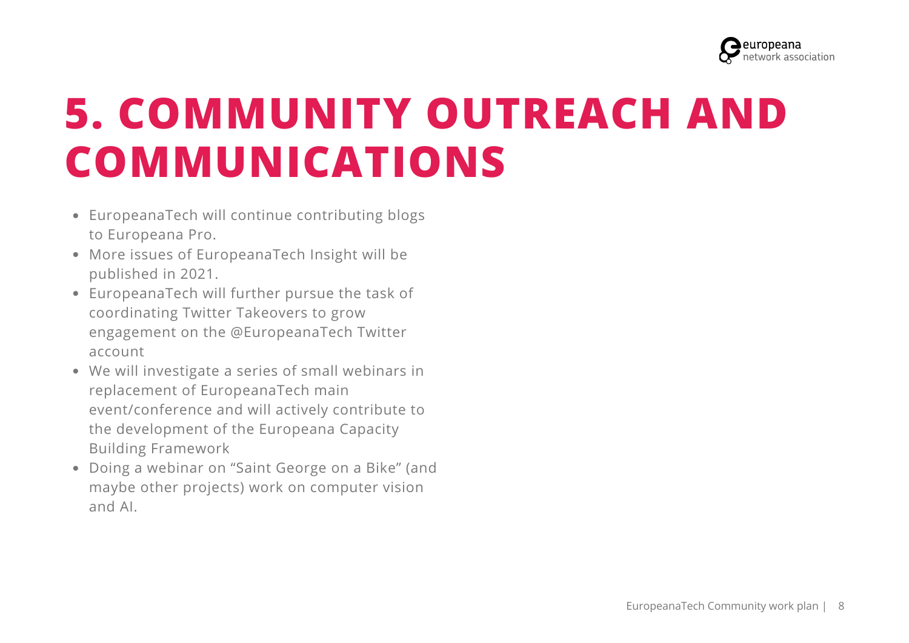# 5. COMMUNITY OUTREACH AND COMMUNICATIONS

- EuropeanaTech will continue contributing blogs to Europeana Pro.
- More issues of EuropeanaTech Insight will be published in 2021.
- EuropeanaTech will further pursue the task of coordinating Twitter Takeovers to grow engagement on the @EuropeanaTech Twitter account
- We will investigate a series of small webinars in replacement of EuropeanaTech main event/conference and will actively contribute to the development of the Europeana Capacity Building Framework
- Doing a webinar on “Saint George on a Bike” (and maybe other projects) work on computer vision and AI.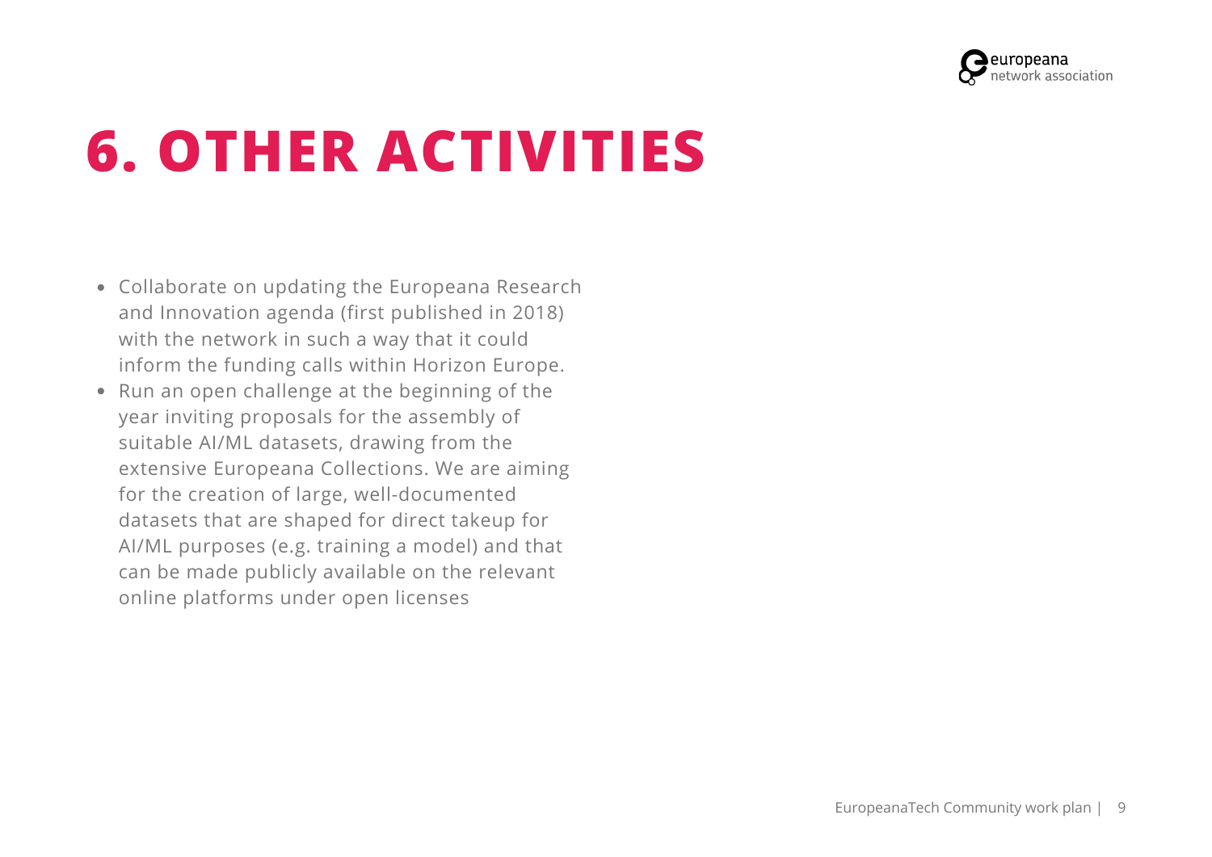# 6. OTHER ACTIVITIES

- Collaborate on updating the Europeana Research and Innovation agenda (first published in 2018) with the network in such a way that it could inform the funding calls within Horizon Europe.
- Run an open challenge at the beginning of the year inviting proposals for the assembly of suitable AI/ML datasets, drawing from the extensive Europeana Collections. We are aiming for the creation of large, well-documented datasets that are shaped for direct takeup for AI/ML purposes (e.g. training a model) and that can be made publicly available on the relevant online platforms under open licenses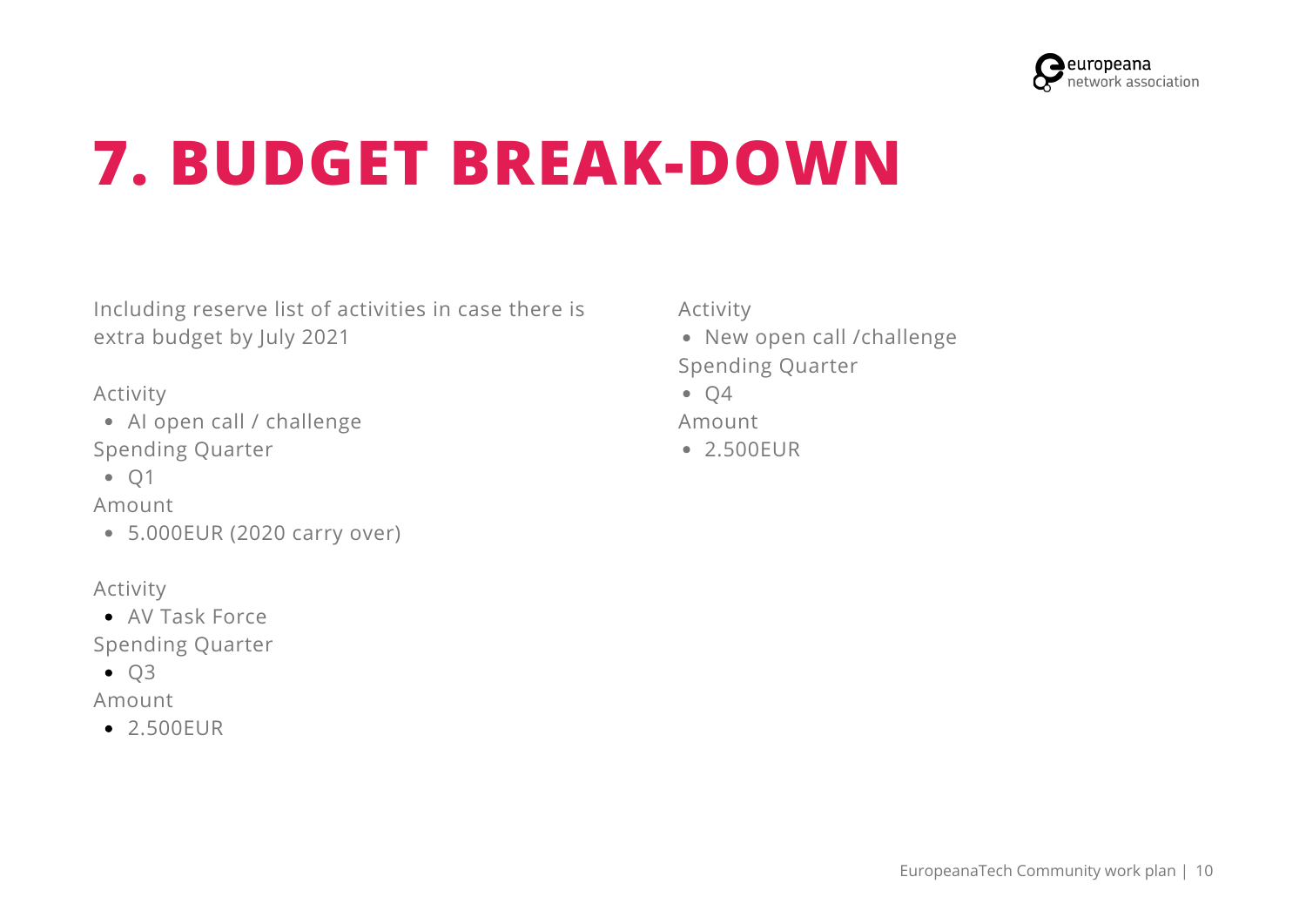# 7. BUDGET BREAK-DOWN

Including reserve list of activities in case there is extra budget by July 2021

Activity

- AI open call / challenge

Spending Quarter

- Q1

Amount

- 5.000EUR (2020 carry over)

Activity

- AV Task Force

Spending Quarter

- Q3

Amount

- 2.500EUR

Activity

- New open call /challenge

Spending Quarter

- Q4

Amount

- 2.500EUR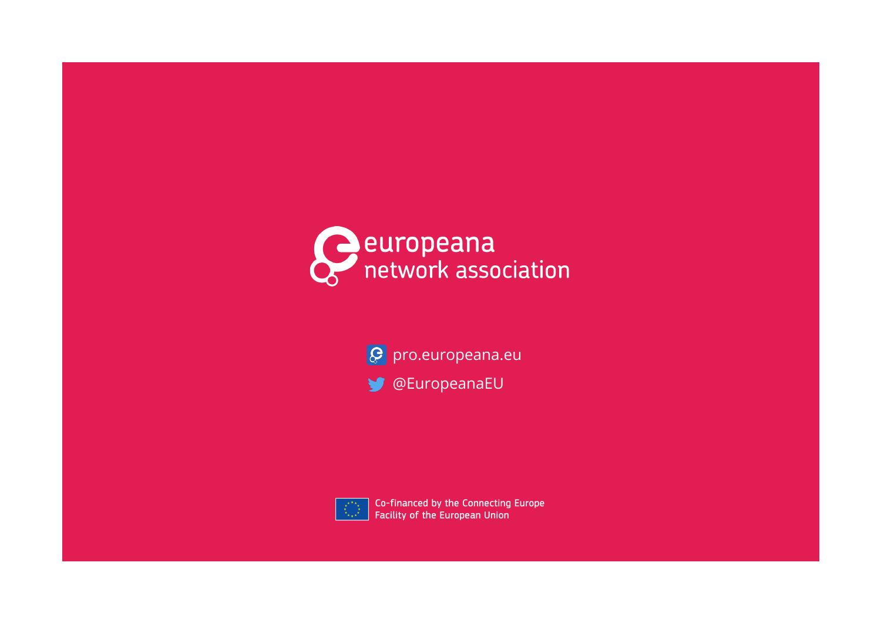europeana
network association

pro.europeana.eu

@EuropeanaEU

Co-financed by the Connecting Europe
Facility of the European Union